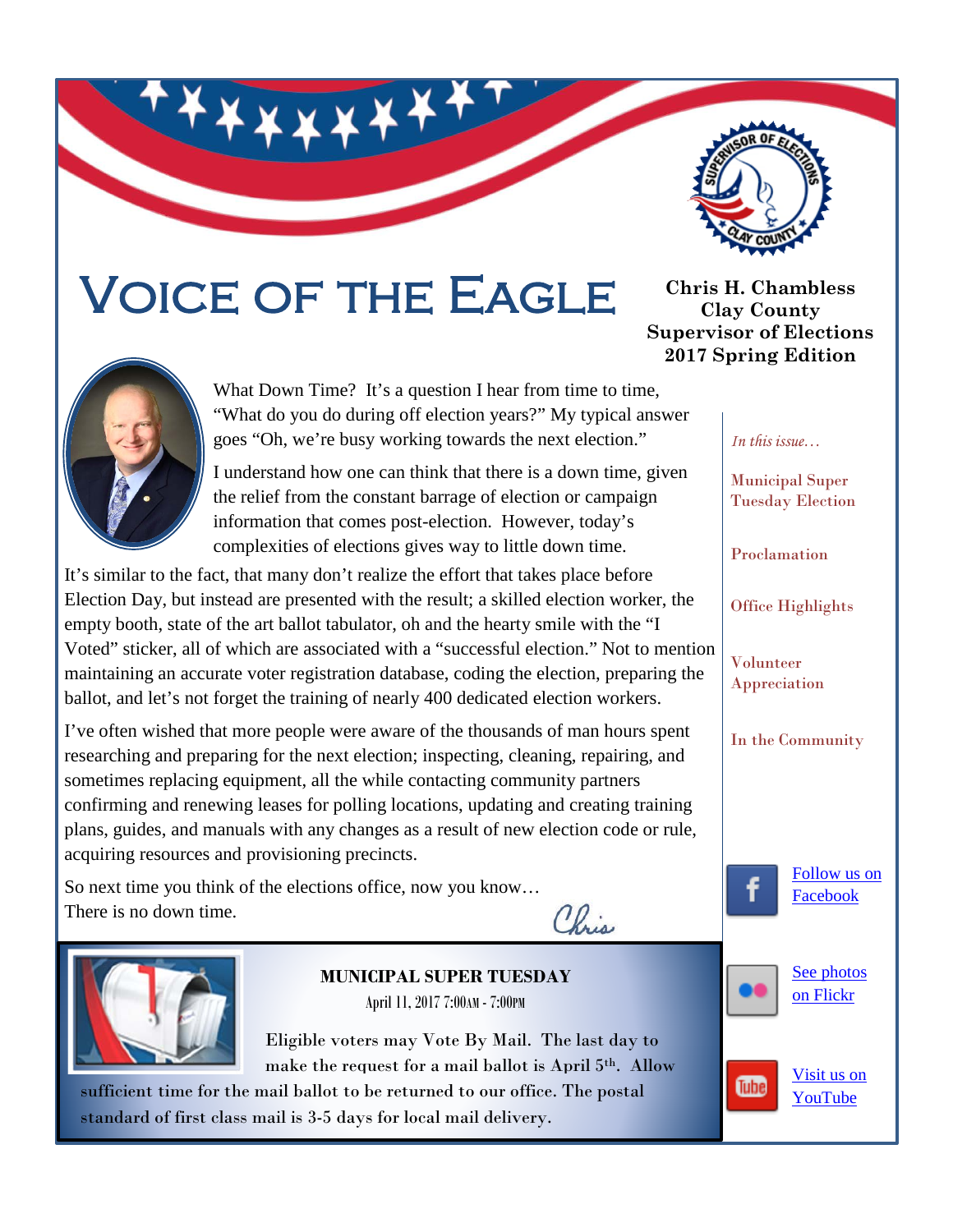# VOICE OF THE EAGLE

**Chris H. Chambless**
**Clay County**
**Supervisor of Elections**
**2017 Spring Edition**

What Down Time? It's a question I hear from time to time, "What do you do during off election years?" My typical answer goes "Oh, we're busy working towards the next election."

I understand how one can think that there is a down time, given the relief from the constant barrage of election or campaign information that comes post-election. However, today's complexities of elections gives way to little down time.

It's similar to the fact, that many don't realize the effort that takes place before Election Day, but instead are presented with the result; a skilled election worker, the empty booth, state of the art ballot tabulator, oh and the hearty smile with the "I Voted" sticker, all of which are associated with a "successful election." Not to mention maintaining an accurate voter registration database, coding the election, preparing the ballot, and let's not forget the training of nearly 400 dedicated election workers.

I've often wished that more people were aware of the thousands of man hours spent researching and preparing for the next election; inspecting, cleaning, repairing, and sometimes replacing equipment, all the while contacting community partners confirming and renewing leases for polling locations, updating and creating training plans, guides, and manuals with any changes as a result of new election code or rule, acquiring resources and provisioning precincts.

So next time you think of the elections office, now you know…
There is no down time.

*Chris*

*In this issue…*

- Municipal Super Tuesday Election
- Proclamation
- Office Highlights
- Volunteer Appreciation
- In the Community

Follow us on Facebook

See photos on Flickr

Visit us on YouTube

**MUNICIPAL SUPER TUESDAY**

April 11, 2017 7:00AM - 7:00PM

Eligible voters may Vote By Mail. The last day to make the request for a mail ballot is April 5th. Allow sufficient time for the mail ballot to be returned to our office. The postal standard of first class mail is 3-5 days for local mail delivery.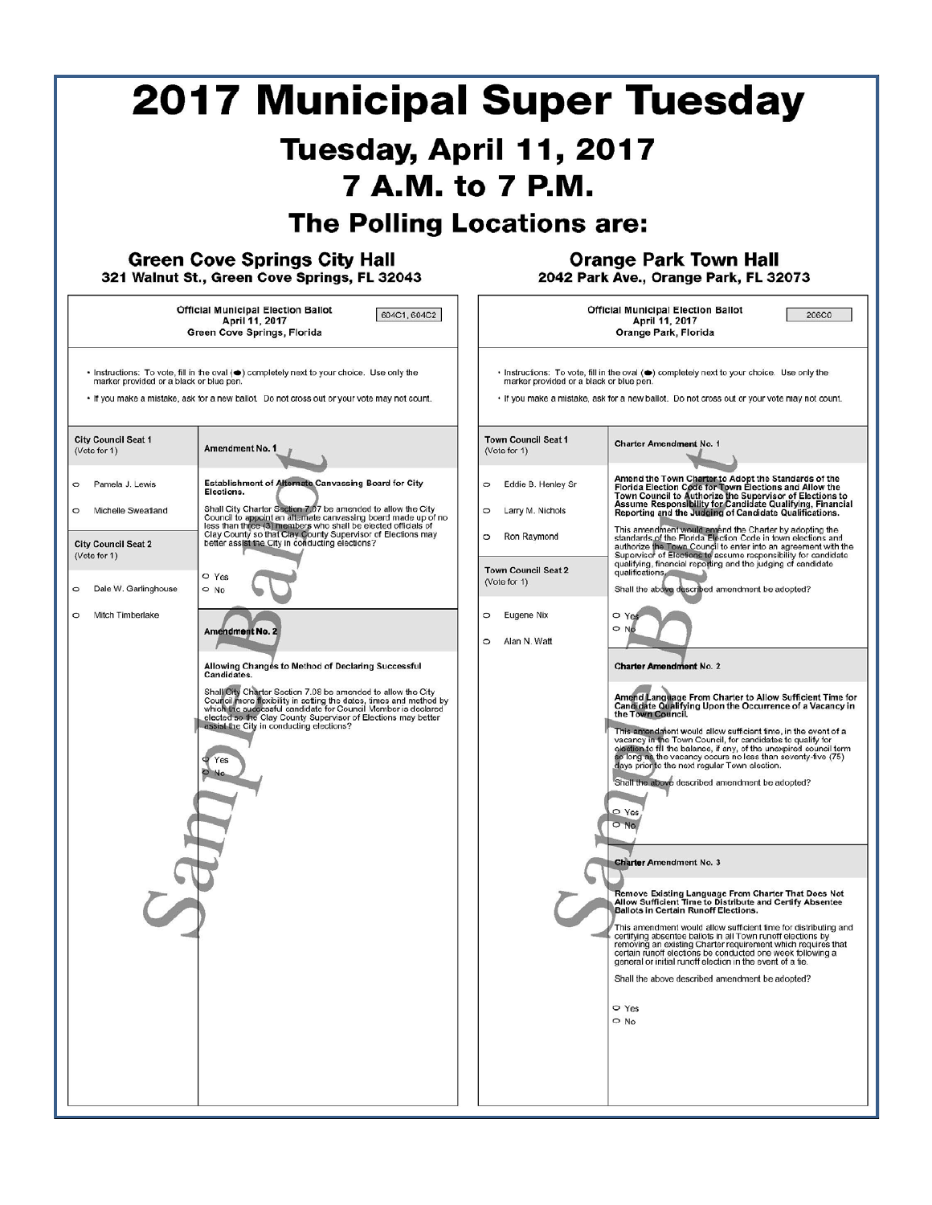# 2017 Municipal Super Tuesday

## Tuesday, April 11, 2017

## 7 A.M. to 7 P.M.

## The Polling Locations are:

### Green Cove Springs City Hall
**321 Walnut St., Green Cove Springs, FL 32043**

**Official Municipal Election Ballot**
**April 11, 2017**
**Green Cove Springs, Florida**

604C1, 604C2

- Instructions: To vote, fill in the oval (⬬) completely next to your choice. Use only the marker provided or a black or blue pen.
- If you make a mistake, ask for a new ballot. Do not cross out or your vote may not count.

**City Council Seat 1**
(Vote for 1)

- ○ Pamela J. Lewis
- ○ Michelle Sweatland

**City Council Seat 2**
(Vote for 1)

- ○ Dale W. Garlinghouse
- ○ Mitch Timberlake

**Amendment No. 1**

**Establishment of Alternate Canvassing Board for City Elections.**

Shall City Charter Section 7.07 be amended to allow the City Council to appoint an alternate canvassing board made up of no less than three (3) members who shall be elected officials of Clay County so that Clay County Supervisor of Elections may better assist the City in conducting elections?

- ○ Yes
- ○ No

**Amendment No. 2**

**Allowing Changes to Method of Declaring Successful Candidates.**

Shall City Charter Section 7.08 be amended to allow the City Council more flexibility in setting the dates, times and method by which the successful candidate for Council Member is declared elected so the Clay County Supervisor of Elections may better assist the City in conducting elections?

- ○ Yes
- ○ No

Sample Ballot

### Orange Park Town Hall
**2042 Park Ave., Orange Park, FL 32073**

**Official Municipal Election Ballot**
**April 11, 2017**
**Orange Park, Florida**

206C0

- Instructions: To vote, fill in the oval (⬬) completely next to your choice. Use only the marker provided or a black or blue pen.
- If you make a mistake, ask for a new ballot. Do not cross out or your vote may not count.

**Town Council Seat 1**
(Vote for 1)

- ○ Eddie B. Henley Sr
- ○ Larry M. Nichols
- ○ Ron Raymond

**Town Council Seat 2**
(Vote for 1)

- ○ Eugene Nix
- ○ Alan N. Watt

**Charter Amendment No. 1**

**Amend the Town Charter to Adopt the Standards of the Florida Election Code for Town Elections and Allow the Town Council to Authorize the Supervisor of Elections to Assume Responsibility for Candidate Qualifying, Financial Reporting and the Judging of Candidate Qualifications.**

This amendment would amend the Charter by adopting the standards of the Florida Election Code in town elections and authorize the Town Council to enter into an agreement with the Supervisor of Elections to assume responsibility for candidate qualifying, financial reporting and the judging of candidate qualifications.

Shall the above described amendment be adopted?

- ○ Yes
- ○ No

**Charter Amendment No. 2**

**Amend Language From Charter to Allow Sufficient Time for Candidate Qualifying Upon the Occurrence of a Vacancy in the Town Council.**

This amendment would allow sufficient time, in the event of a vacancy in the Town Council, for candidates to qualify for election to fill the balance, if any, of the unexpired council term so long as the vacancy occurs no less than seventy-five (75) days prior to the next regular Town election.

Shall the above described amendment be adopted?

- ○ Yes
- ○ No

**Charter Amendment No. 3**

**Remove Existing Language From Charter That Does Not Allow Sufficient Time to Distribute and Certify Absentee Ballots in Certain Runoff Elections.**

This amendment would allow sufficient time for distributing and certifying absentee ballots in all Town runoff elections by removing an existing Charter requirement which requires that certain runoff elections be conducted one week following a general or initial runoff election in the event of a tie.

Shall the above described amendment be adopted?

- ○ Yes
- ○ No

Sample Ballot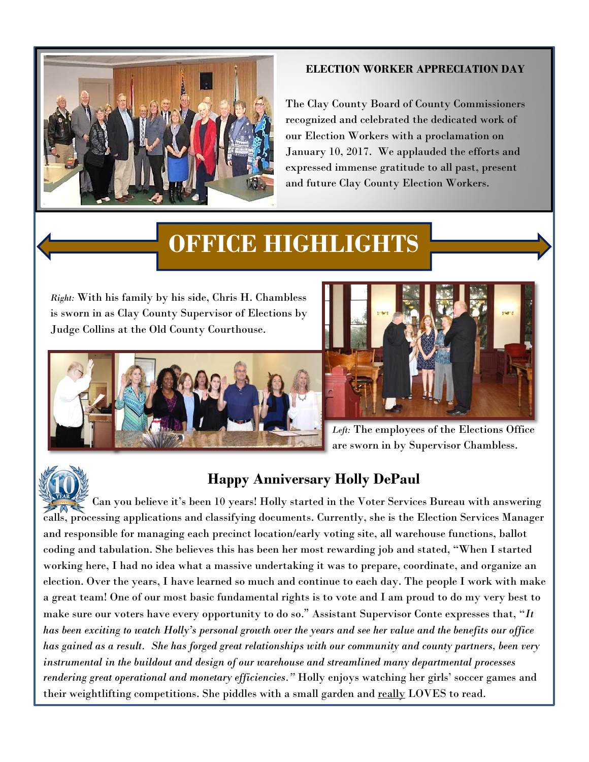## ELECTION WORKER APPRECIATION DAY

The Clay County Board of County Commissioners recognized and celebrated the dedicated work of our Election Workers with a proclamation on January 10, 2017. We applauded the efforts and expressed immense gratitude to all past, present and future Clay County Election Workers.

# OFFICE HIGHLIGHTS

*Right:* With his family by his side, Chris H. Chambless is sworn in as Clay County Supervisor of Elections by Judge Collins at the Old County Courthouse.

*Left:* The employees of the Elections Office are sworn in by Supervisor Chambless.

## Happy Anniversary Holly DePaul

Can you believe it's been 10 years! Holly started in the Voter Services Bureau with answering calls, processing applications and classifying documents. Currently, she is the Election Services Manager and responsible for managing each precinct location/early voting site, all warehouse functions, ballot coding and tabulation. She believes this has been her most rewarding job and stated, "When I started working here, I had no idea what a massive undertaking it was to prepare, coordinate, and organize an election. Over the years, I have learned so much and continue to each day. The people I work with make a great team! One of our most basic fundamental rights is to vote and I am proud to do my very best to make sure our voters have every opportunity to do so." Assistant Supervisor Conte expresses that, "*It has been exciting to watch Holly's personal growth over the years and see her value and the benefits our office has gained as a result. She has forged great relationships with our community and county partners, been very instrumental in the buildout and design of our warehouse and streamlined many departmental processes rendering great operational and monetary efficiencies.*" Holly enjoys watching her girls' soccer games and their weightlifting competitions. She piddles with a small garden and <u>really</u> LOVES to read.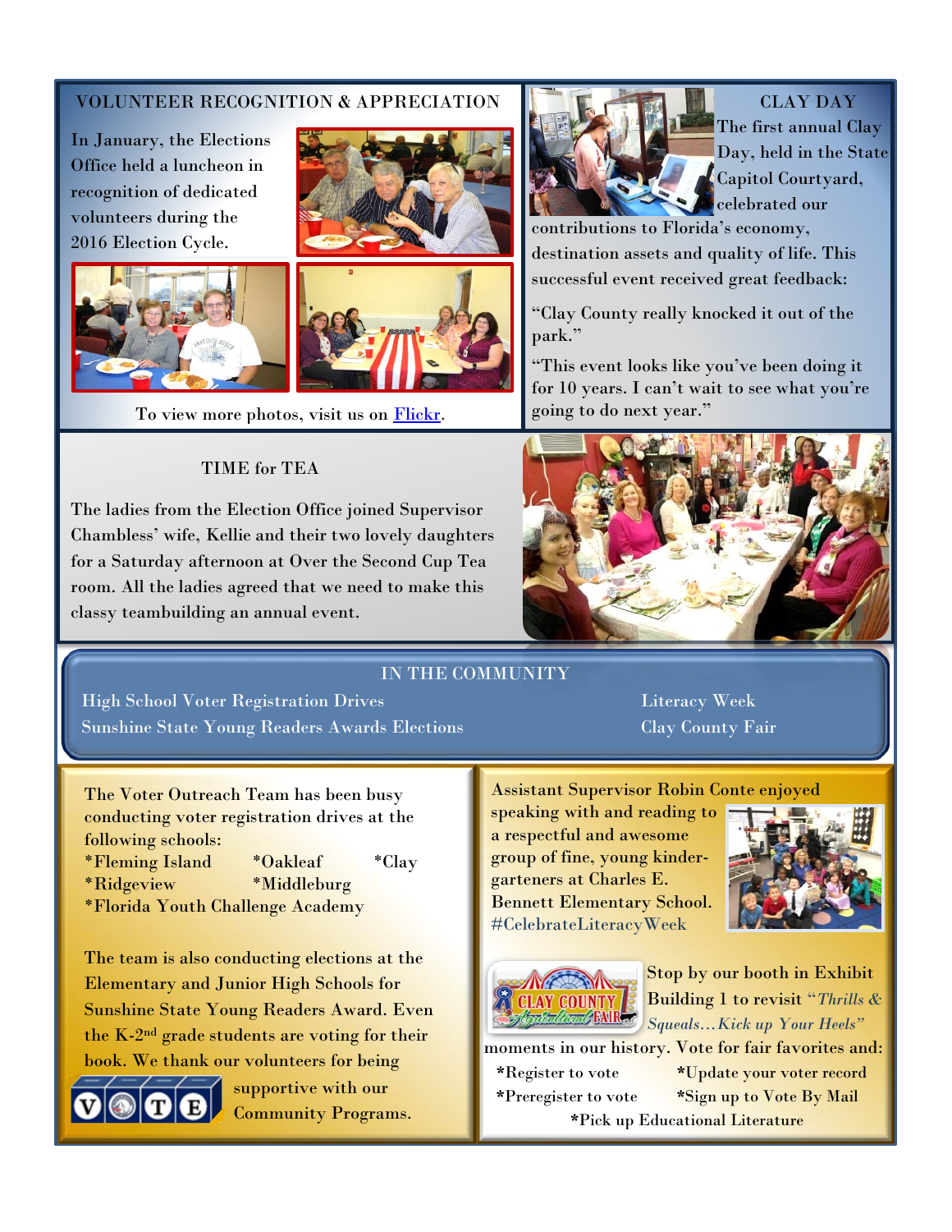## VOLUNTEER RECOGNITION & APPRECIATION

In January, the Elections Office held a luncheon in recognition of dedicated volunteers during the 2016 Election Cycle.

To view more photos, visit us on [Flickr](Flickr).

## CLAY DAY

The first annual Clay Day, held in the State Capitol Courtyard, celebrated our contributions to Florida's economy, destination assets and quality of life. This successful event received great feedback:

"Clay County really knocked it out of the park."

"This event looks like you've been doing it for 10 years. I can't wait to see what you're going to do next year."

## TIME for TEA

The ladies from the Election Office joined Supervisor Chambless' wife, Kellie and their two lovely daughters for a Saturday afternoon at Over the Second Cup Tea room. All the ladies agreed that we need to make this classy teambuilding an annual event.

## IN THE COMMUNITY

High School Voter Registration Drives
Sunshine State Young Readers Awards Elections
Literacy Week
Clay County Fair

The Voter Outreach Team has been busy conducting voter registration drives at the following schools:

*Fleming Island *Oakleaf *Clay
*Ridgeview *Middleburg
*Florida Youth Challenge Academy

The team is also conducting elections at the Elementary and Junior High Schools for Sunshine State Young Readers Award. Even the K-2nd grade students are voting for their book. We thank our volunteers for being supportive with our Community Programs.

Assistant Supervisor Robin Conte enjoyed speaking with and reading to a respectful and awesome group of fine, young kindergarteners at Charles E. Bennett Elementary School. #CelebrateLiteracyWeek

Stop by our booth in Exhibit Building 1 to revisit *"Thrills & Squeals…Kick up Your Heels"* moments in our history. Vote for fair favorites and:

*Register to vote *Update your voter record
*Preregister to vote *Sign up to Vote By Mail
*Pick up Educational Literature